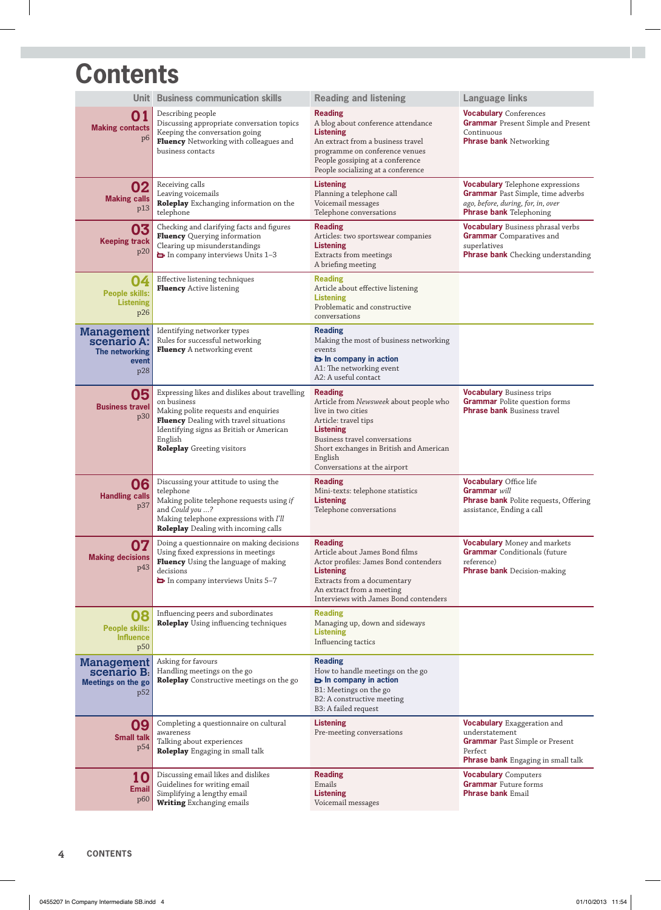# Contents

| Unit | Business communication skills | Reading and listening | Language links |
|---|---|---|---|
| **01** Making contacts p6 | Describing people<br>Discussing appropriate conversation topics<br>Keeping the conversation going<br>**Fluency** Networking with colleagues and business contacts | **Reading**<br>A blog about conference attendance<br>**Listening**<br>An extract from a business travel programme on conference venues<br>People gossiping at a conference<br>People socializing at a conference | **Vocabulary** Conferences<br>**Grammar** Present Simple and Present Continuous<br>**Phrase bank** Networking |
| **02** Making calls p13 | Receiving calls<br>Leaving voicemails<br>**Roleplay** Exchanging information on the telephone | **Listening**<br>Planning a telephone call<br>Voicemail messages<br>Telephone conversations | **Vocabulary** Telephone expressions<br>**Grammar** Past Simple, time adverbs *ago, before, during, for, in, over*<br>**Phrase bank** Telephoning |
| **03** Keeping track p20 | Checking and clarifying facts and figures<br>**Fluency** Querying information<br>Clearing up misunderstandings<br>In company interviews Units 1–3 | **Reading**<br>Articles: two sportswear companies<br>**Listening**<br>Extracts from meetings<br>A briefing meeting | **Vocabulary** Business phrasal verbs<br>**Grammar** Comparatives and superlatives<br>**Phrase bank** Checking understanding |
| **04** People skills: Listening p26 | Effective listening techniques<br>**Fluency** Active listening | **Reading**<br>Article about effective listening<br>**Listening**<br>Problematic and constructive conversations | |
| **Management scenario A:** The networking event p28 | Identifying networker types<br>Rules for successful networking<br>**Fluency** A networking event | **Reading**<br>Making the most of business networking events<br>**In company in action**<br>A1: The networking event<br>A2: A useful contact | |
| **05** Business travel p30 | Expressing likes and dislikes about travelling on business<br>Making polite requests and enquiries<br>**Fluency** Dealing with travel situations<br>Identifying signs as British or American English<br>**Roleplay** Greeting visitors | **Reading**<br>Article from *Newsweek* about people who live in two cities<br>Article: travel tips<br>**Listening**<br>Business travel conversations<br>Short exchanges in British and American English<br>Conversations at the airport | **Vocabulary** Business trips<br>**Grammar** Polite question forms<br>**Phrase bank** Business travel |
| **06** Handling calls p37 | Discussing your attitude to using the telephone<br>Making polite telephone requests using *if* and *Could you ...?*<br>Making telephone expressions with *I'll*<br>**Roleplay** Dealing with incoming calls | **Reading**<br>Mini-texts: telephone statistics<br>**Listening**<br>Telephone conversations | **Vocabulary** Office life<br>**Grammar** *will*<br>**Phrase bank** Polite requests, Offering assistance, Ending a call |
| **07** Making decisions p43 | Doing a questionnaire on making decisions<br>Using fixed expressions in meetings<br>**Fluency** Using the language of making decisions<br>In company interviews Units 5–7 | **Reading**<br>Article about James Bond films<br>Actor profiles: James Bond contenders<br>**Listening**<br>Extracts from a documentary<br>An extract from a meeting<br>Interviews with James Bond contenders | **Vocabulary** Money and markets<br>**Grammar** Conditionals (future reference)<br>**Phrase bank** Decision-making |
| **08** People skills: Influence p50 | Influencing peers and subordinates<br>**Roleplay** Using influencing techniques | **Reading**<br>Managing up, down and sideways<br>**Listening**<br>Influencing tactics | |
| **Management scenario B:** Meetings on the go p52 | Asking for favours<br>Handling meetings on the go<br>**Roleplay** Constructive meetings on the go | **Reading**<br>How to handle meetings on the go<br>**In company in action**<br>B1: Meetings on the go<br>B2: A constructive meeting<br>B3: A failed request | |
| **09** Small talk p54 | Completing a questionnaire on cultural awareness<br>Talking about experiences<br>**Roleplay** Engaging in small talk | **Listening**<br>Pre-meeting conversations | **Vocabulary** Exaggeration and understatement<br>**Grammar** Past Simple or Present Perfect<br>**Phrase bank** Engaging in small talk |
| **10** Email p60 | Discussing email likes and dislikes<br>Guidelines for writing email<br>Simplifying a lengthy email<br>**Writing** Exchanging emails | **Reading**<br>Emails<br>**Listening**<br>Voicemail messages | **Vocabulary** Computers<br>**Grammar** Future forms<br>**Phrase bank** Email |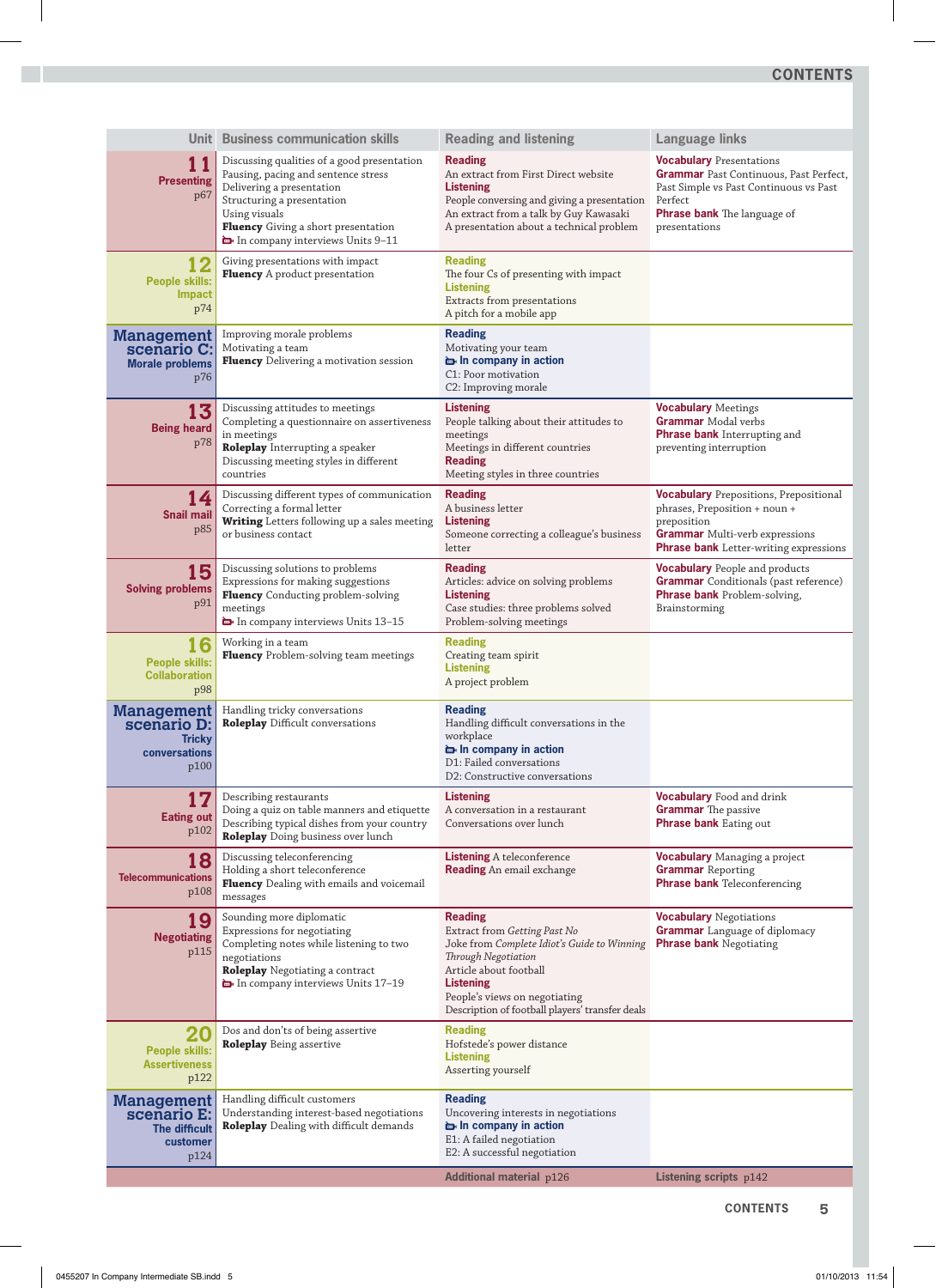# CONTENTS

| Unit | Business communication skills | Reading and listening | Language links |
|---|---|---|---|
| **11** **Presenting** p67 | Discussing qualities of a good presentation<br>Pausing, pacing and sentence stress<br>Delivering a presentation<br>Structuring a presentation<br>Using visuals<br>**Fluency** Giving a short presentation<br>In company interviews Units 9–11 | **Reading**<br>An extract from First Direct website<br>**Listening**<br>People conversing and giving a presentation<br>An extract from a talk by Guy Kawasaki<br>A presentation about a technical problem | **Vocabulary** Presentations<br>**Grammar** Past Continuous, Past Perfect, Past Simple vs Past Continuous vs Past Perfect<br>**Phrase bank** The language of presentations |
| **12** **People skills: Impact** p74 | Giving presentations with impact<br>**Fluency** A product presentation | **Reading**<br>The four Cs of presenting with impact<br>**Listening**<br>Extracts from presentations<br>A pitch for a mobile app | |
| **Management scenario C:** **Morale problems** p76 | Improving morale problems<br>Motivating a team<br>**Fluency** Delivering a motivation session | **Reading**<br>Motivating your team<br>**In company in action**<br>C1: Poor motivation<br>C2: Improving morale | |
| **13** **Being heard** p78 | Discussing attitudes to meetings<br>Completing a questionnaire on assertiveness in meetings<br>**Roleplay** Interrupting a speaker<br>Discussing meeting styles in different countries | **Listening**<br>People talking about their attitudes to meetings<br>Meetings in different countries<br>**Reading**<br>Meeting styles in three countries | **Vocabulary** Meetings<br>**Grammar** Modal verbs<br>**Phrase bank** Interrupting and preventing interruption |
| **14** **Snail mail** p85 | Discussing different types of communication<br>Correcting a formal letter<br>**Writing** Letters following up a sales meeting or business contact | **Reading**<br>A business letter<br>**Listening**<br>Someone correcting a colleague's business letter | **Vocabulary** Prepositions, Prepositional phrases, Preposition + noun + preposition<br>**Grammar** Multi-verb expressions<br>**Phrase bank** Letter-writing expressions |
| **15** **Solving problems** p91 | Discussing solutions to problems<br>Expressions for making suggestions<br>**Fluency** Conducting problem-solving meetings<br>In company interviews Units 13–15 | **Reading**<br>Articles: advice on solving problems<br>**Listening**<br>Case studies: three problems solved<br>Problem-solving meetings | **Vocabulary** People and products<br>**Grammar** Conditionals (past reference)<br>**Phrase bank** Problem-solving, Brainstorming |
| **16** **People skills: Collaboration** p98 | Working in a team<br>**Fluency** Problem-solving team meetings | **Reading**<br>Creating team spirit<br>**Listening**<br>A project problem | |
| **Management scenario D:** **Tricky conversations** p100 | Handling tricky conversations<br>**Roleplay** Difficult conversations | **Reading**<br>Handling difficult conversations in the workplace<br>**In company in action**<br>D1: Failed conversations<br>D2: Constructive conversations | |
| **17** **Eating out** p102 | Describing restaurants<br>Doing a quiz on table manners and etiquette<br>Describing typical dishes from your country<br>**Roleplay** Doing business over lunch | **Listening**<br>A conversation in a restaurant<br>Conversations over lunch | **Vocabulary** Food and drink<br>**Grammar** The passive<br>**Phrase bank** Eating out |
| **18** **Telecommunications** p108 | Discussing teleconferencing<br>Holding a short teleconference<br>**Fluency** Dealing with emails and voicemail messages | **Listening** A teleconference<br>**Reading** An email exchange | **Vocabulary** Managing a project<br>**Grammar** Reporting<br>**Phrase bank** Teleconferencing |
| **19** **Negotiating** p115 | Sounding more diplomatic<br>Expressions for negotiating<br>Completing notes while listening to two negotiations<br>**Roleplay** Negotiating a contract<br>In company interviews Units 17–19 | **Reading**<br>Extract from *Getting Past No*<br>Joke from *Complete Idiot's Guide to Winning Through Negotiation*<br>Article about football<br>**Listening**<br>People's views on negotiating<br>Description of football players' transfer deals | **Vocabulary** Negotiations<br>**Grammar** Language of diplomacy<br>**Phrase bank** Negotiating |
| **20** **People skills: Assertiveness** p122 | Dos and don'ts of being assertive<br>**Roleplay** Being assertive | **Reading**<br>Hofstede's power distance<br>**Listening**<br>Asserting yourself | |
| **Management scenario E:** **The difficult customer** p124 | Handling difficult customers<br>Understanding interest-based negotiations<br>**Roleplay** Dealing with difficult demands | **Reading**<br>Uncovering interests in negotiations<br>**In company in action**<br>E1: A failed negotiation<br>E2: A successful negotiation | |
| | | **Additional material** p126 | **Listening scripts** p142 |